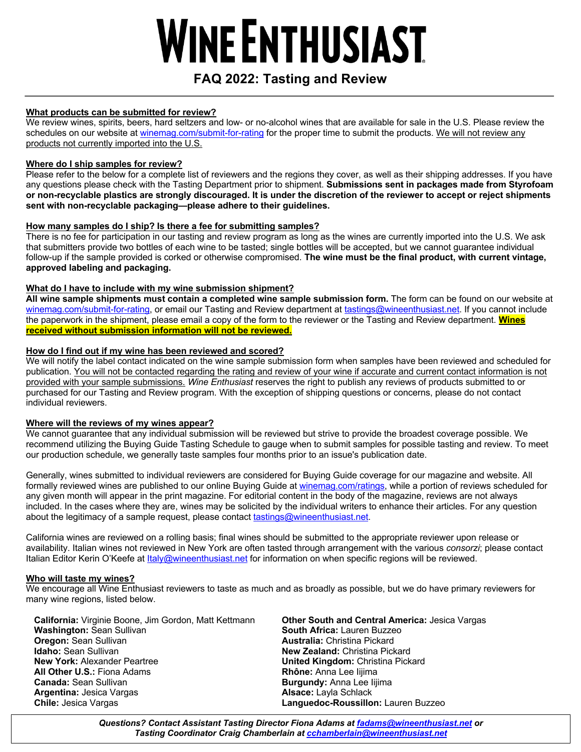# WINE ENTHUSIAST

## FAQ 2022: Tasting and Review

---

**What products can be submitted for review?**

We review wines, spirits, beers, hard seltzers and low- or no-alcohol wines that are available for sale in the U.S. Please review the schedules on our website at winemag.com/submit-for-rating for the proper time to submit the products. We will not review any products not currently imported into the U.S.

**Where do I ship samples for review?**

Please refer to the below for a complete list of reviewers and the regions they cover, as well as their shipping addresses. If you have any questions please check with the Tasting Department prior to shipment. **Submissions sent in packages made from Styrofoam or non-recyclable plastics are strongly discouraged. It is under the discretion of the reviewer to accept or reject shipments sent with non-recyclable packaging—please adhere to their guidelines.**

**How many samples do I ship? Is there a fee for submitting samples?**

There is no fee for participation in our tasting and review program as long as the wines are currently imported into the U.S. We ask that submitters provide two bottles of each wine to be tasted; single bottles will be accepted, but we cannot guarantee individual follow-up if the sample provided is corked or otherwise compromised. **The wine must be the final product, with current vintage, approved labeling and packaging.**

**What do I have to include with my wine submission shipment?**

**All wine sample shipments must contain a completed wine sample submission form.** The form can be found on our website at winemag.com/submit-for-rating, or email our Tasting and Review department at tastings@wineenthusiast.net. If you cannot include the paperwork in the shipment, please email a copy of the form to the reviewer or the Tasting and Review department. **Wines received without submission information will not be reviewed.**

**How do I find out if my wine has been reviewed and scored?**

We will notify the label contact indicated on the wine sample submission form when samples have been reviewed and scheduled for publication. You will not be contacted regarding the rating and review of your wine if accurate and current contact information is not provided with your sample submissions. *Wine Enthusiast* reserves the right to publish any reviews of products submitted to or purchased for our Tasting and Review program. With the exception of shipping questions or concerns, please do not contact individual reviewers.

**Where will the reviews of my wines appear?**

We cannot guarantee that any individual submission will be reviewed but strive to provide the broadest coverage possible. We recommend utilizing the Buying Guide Tasting Schedule to gauge when to submit samples for possible tasting and review. To meet our production schedule, we generally taste samples four months prior to an issue's publication date.

Generally, wines submitted to individual reviewers are considered for Buying Guide coverage for our magazine and website. All formally reviewed wines are published to our online Buying Guide at winemag.com/ratings, while a portion of reviews scheduled for any given month will appear in the print magazine. For editorial content in the body of the magazine, reviews are not always included. In the cases where they are, wines may be solicited by the individual writers to enhance their articles. For any question about the legitimacy of a sample request, please contact tastings@wineenthusiast.net.

California wines are reviewed on a rolling basis; final wines should be submitted to the appropriate reviewer upon release or availability. Italian wines not reviewed in New York are often tasted through arrangement with the various *consorzi*; please contact Italian Editor Kerin O'Keefe at Italy@wineenthusiast.net for information on when specific regions will be reviewed.

**Who will taste my wines?**

We encourage all Wine Enthusiast reviewers to taste as much and as broadly as possible, but we do have primary reviewers for many wine regions, listed below.

**California:** Virginie Boone, Jim Gordon, Matt Kettmann
**Washington:** Sean Sullivan
**Oregon:** Sean Sullivan
**Idaho:** Sean Sullivan
**New York:** Alexander Peartree
**All Other U.S.:** Fiona Adams
**Canada:** Sean Sullivan
**Argentina:** Jesica Vargas
**Chile:** Jesica Vargas
**Other South and Central America:** Jesica Vargas
**South Africa:** Lauren Buzzeo
**Australia:** Christina Pickard
**New Zealand:** Christina Pickard
**United Kingdom:** Christina Pickard
**Rhône:** Anna Lee Iijima
**Burgundy:** Anna Lee Iijima
**Alsace:** Layla Schlack
**Languedoc-Roussillon:** Lauren Buzzeo

***Questions? Contact Assistant Tasting Director Fiona Adams at fadams@wineenthusiast.net or Tasting Coordinator Craig Chamberlain at cchamberlain@wineenthusiast.net***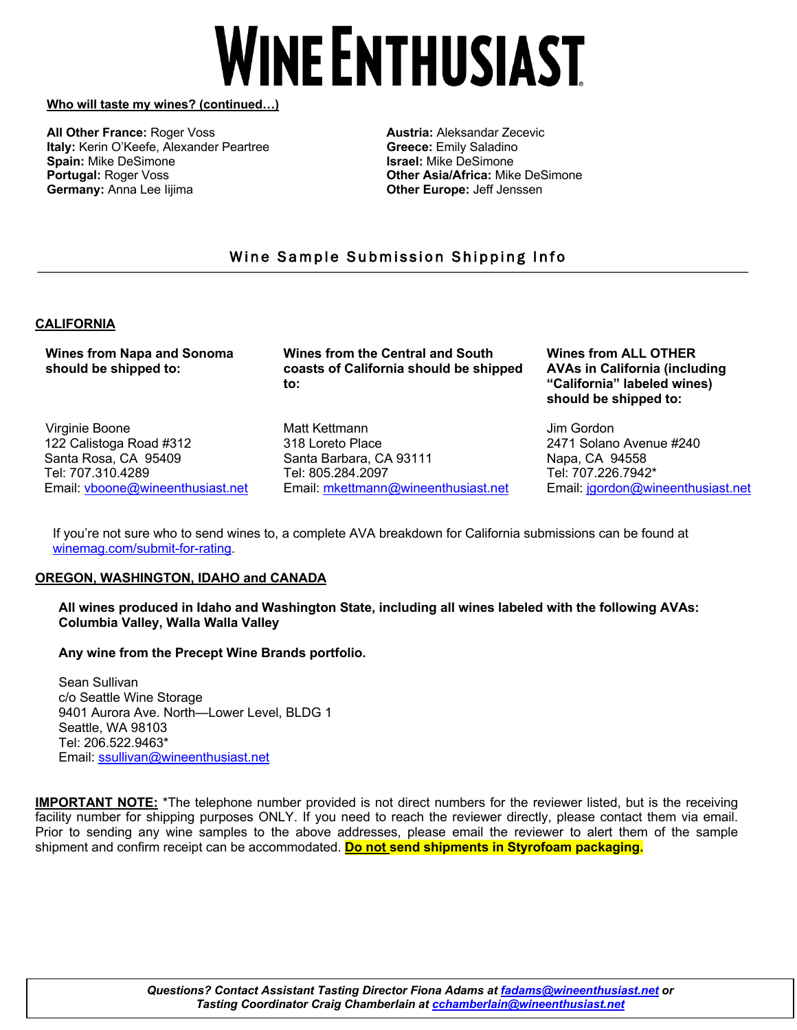# WINE ENTHUSIAST

**Who will taste my wines? (continued…)**

**All Other France:** Roger Voss
**Italy:** Kerin O'Keefe, Alexander Peartree
**Spain:** Mike DeSimone
**Portugal:** Roger Voss
**Germany:** Anna Lee Iijima

**Austria:** Aleksandar Zecevic
**Greece:** Emily Saladino
**Israel:** Mike DeSimone
**Other Asia/Africa:** Mike DeSimone
**Other Europe:** Jeff Jenssen

## Wine Sample Submission Shipping Info

---

**CALIFORNIA**

**Wines from Napa and Sonoma should be shipped to:**

Virginie Boone
122 Calistoga Road #312
Santa Rosa, CA 95409
Tel: 707.310.4289
Email: vboone@wineenthusiast.net

**Wines from the Central and South coasts of California should be shipped to:**

Matt Kettmann
318 Loreto Place
Santa Barbara, CA 93111
Tel: 805.284.2097
Email: mkettmann@wineenthusiast.net

**Wines from ALL OTHER AVAs in California (including "California" labeled wines) should be shipped to:**

Jim Gordon
2471 Solano Avenue #240
Napa, CA 94558
Tel: 707.226.7942*
Email: jgordon@wineenthusiast.net

If you're not sure who to send wines to, a complete AVA breakdown for California submissions can be found at winemag.com/submit-for-rating.

**OREGON, WASHINGTON, IDAHO and CANADA**

**All wines produced in Idaho and Washington State, including all wines labeled with the following AVAs: Columbia Valley, Walla Walla Valley**

**Any wine from the Precept Wine Brands portfolio.**

Sean Sullivan
c/o Seattle Wine Storage
9401 Aurora Ave. North—Lower Level, BLDG 1
Seattle, WA 98103
Tel: 206.522.9463*
Email: ssullivan@wineenthusiast.net

**IMPORTANT NOTE:** *The telephone number provided is not direct numbers for the reviewer listed, but is the receiving facility number for shipping purposes ONLY. If you need to reach the reviewer directly, please contact them via email. Prior to sending any wine samples to the above addresses, please email the reviewer to alert them of the sample shipment and confirm receipt can be accommodated. **Do not send shipments in Styrofoam packaging.**

***Questions? Contact Assistant Tasting Director Fiona Adams at fadams@wineenthusiast.net or Tasting Coordinator Craig Chamberlain at cchamberlain@wineenthusiast.net***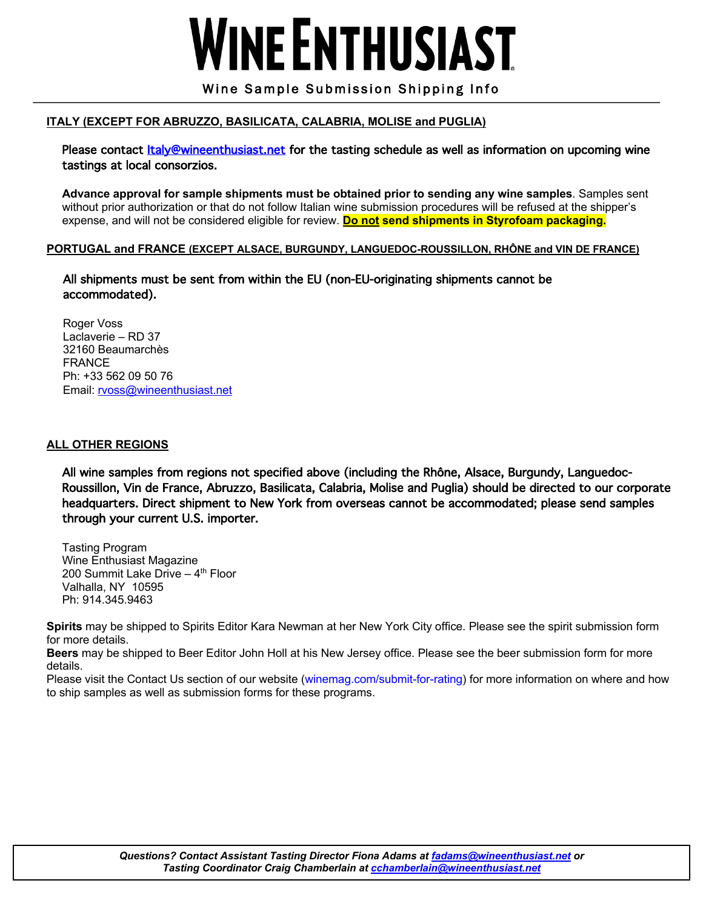# WINE ENTHUSIAST

Wine Sample Submission Shipping Info

---

**ITALY (EXCEPT FOR ABRUZZO, BASILICATA, CALABRIA, MOLISE and PUGLIA)**

Please contact Italy@wineenthusiast.net for the tasting schedule as well as information on upcoming wine tastings at local consorzios.

**Advance approval for sample shipments must be obtained prior to sending any wine samples**. Samples sent without prior authorization or that do not follow Italian wine submission procedures will be refused at the shipper's expense, and will not be considered eligible for review. **Do not send shipments in Styrofoam packaging.**

**PORTUGAL and FRANCE (EXCEPT ALSACE, BURGUNDY, LANGUEDOC-ROUSSILLON, RHÔNE and VIN DE FRANCE)**

All shipments must be sent from within the EU (non-EU-originating shipments cannot be accommodated).

Roger Voss
Laclaverie – RD 37
32160 Beaumarchès
FRANCE
Ph: +33 562 09 50 76
Email: rvoss@wineenthusiast.net

**ALL OTHER REGIONS**

All wine samples from regions not specified above (including the Rhône, Alsace, Burgundy, Languedoc-Roussillon, Vin de France, Abruzzo, Basilicata, Calabria, Molise and Puglia) should be directed to our corporate headquarters. Direct shipment to New York from overseas cannot be accommodated; please send samples through your current U.S. importer.

Tasting Program
Wine Enthusiast Magazine
200 Summit Lake Drive – 4th Floor
Valhalla, NY 10595
Ph: 914.345.9463

**Spirits** may be shipped to Spirits Editor Kara Newman at her New York City office. Please see the spirit submission form for more details.
**Beers** may be shipped to Beer Editor John Holl at his New Jersey office. Please see the beer submission form for more details.
Please visit the Contact Us section of our website (winemag.com/submit-for-rating) for more information on where and how to ship samples as well as submission forms for these programs.

***Questions? Contact Assistant Tasting Director Fiona Adams at fadams@wineenthusiast.net or Tasting Coordinator Craig Chamberlain at cchamberlain@wineenthusiast.net***